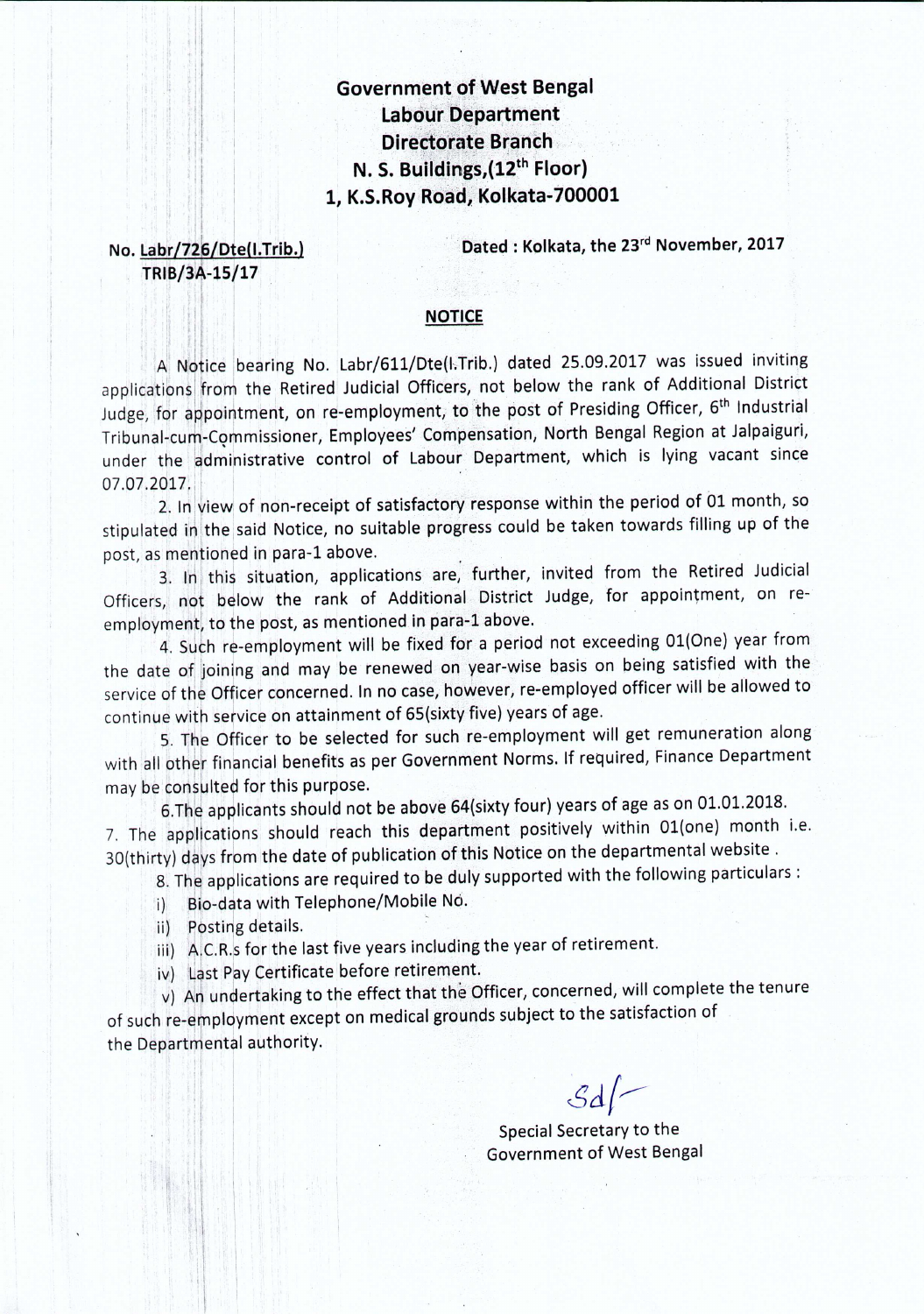**Government of West Bengal**
**Labour Department**
**Directorate Branch**
**N. S. Buildings,(12th Floor)**
**1, K.S.Roy Road, Kolkata-700001**

No. Labr/726/Dte(I.Trib.)
TRIB/3A-15/17

Dated : Kolkata, the 23rd November, 2017

## NOTICE

A Notice bearing No. Labr/611/Dte(I.Trib.) dated 25.09.2017 was issued inviting applications from the Retired Judicial Officers, not below the rank of Additional District Judge, for appointment, on re-employment, to the post of Presiding Officer, 6th Industrial Tribunal-cum-Commissioner, Employees' Compensation, North Bengal Region at Jalpaiguri, under the administrative control of Labour Department, which is lying vacant since 07.07.2017.

2. In view of non-receipt of satisfactory response within the period of 01 month, so stipulated in the said Notice, no suitable progress could be taken towards filling up of the post, as mentioned in para-1 above.

3. In this situation, applications are, further, invited from the Retired Judicial Officers, not below the rank of Additional District Judge, for appointment, on re-employment, to the post, as mentioned in para-1 above.

4. Such re-employment will be fixed for a period not exceeding 01(One) year from the date of joining and may be renewed on year-wise basis on being satisfied with the service of the Officer concerned. In no case, however, re-employed officer will be allowed to continue with service on attainment of 65(sixty five) years of age.

5. The Officer to be selected for such re-employment will get remuneration along with all other financial benefits as per Government Norms. If required, Finance Department may be consulted for this purpose.

6. The applicants should not be above 64(sixty four) years of age as on 01.01.2018.

7. The applications should reach this department positively within 01(one) month i.e. 30(thirty) days from the date of publication of this Notice on the departmental website .

8. The applications are required to be duly supported with the following particulars :

i) Bio-data with Telephone/Mobile No.
ii) Posting details.
iii) A.C.R.s for the last five years including the year of retirement.
iv) Last Pay Certificate before retirement.
v) An undertaking to the effect that the Officer, concerned, will complete the tenure of such re-employment except on medical grounds subject to the satisfaction of the Departmental authority.

Sd/-
Special Secretary to the
Government of West Bengal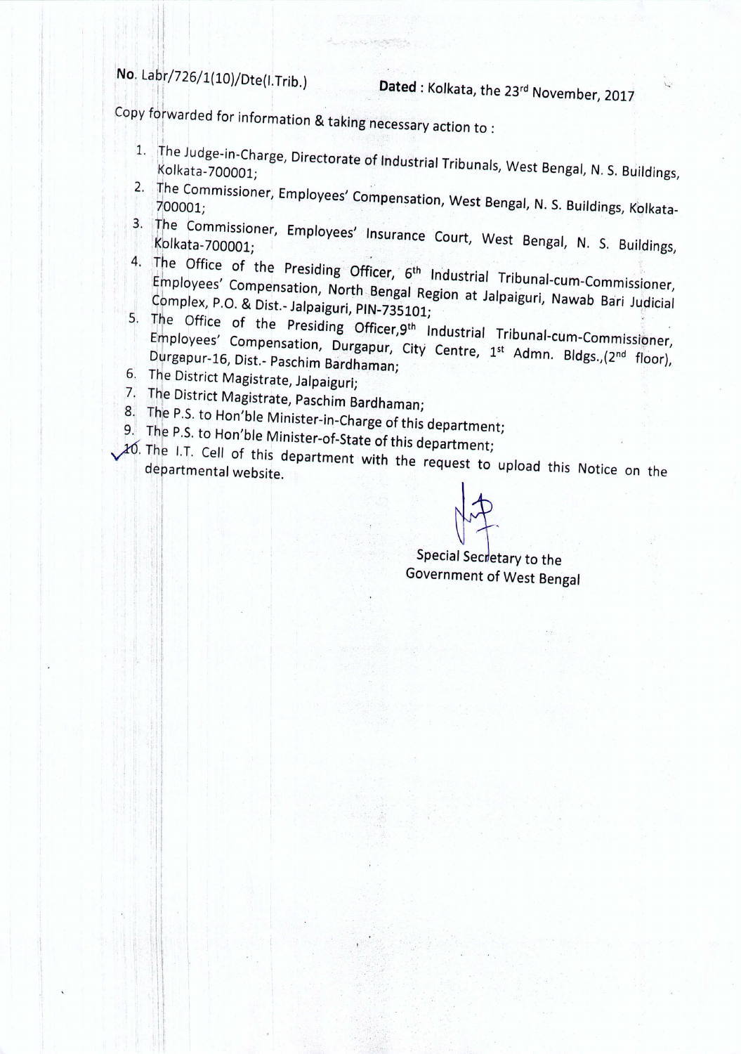**No.** Labr/726/1(10)/Dte(I.Trib.) **Dated** : Kolkata, the 23rd November, 2017

Copy forwarded for information & taking necessary action to :

1. The Judge-in-Charge, Directorate of Industrial Tribunals, West Bengal, N. S. Buildings, Kolkata-700001;
2. The Commissioner, Employees' Compensation, West Bengal, N. S. Buildings, Kolkata-700001;
3. The Commissioner, Employees' Insurance Court, West Bengal, N. S. Buildings, Kolkata-700001;
4. The Office of the Presiding Officer, 6th Industrial Tribunal-cum-Commissioner, Employees' Compensation, North Bengal Region at Jalpaiguri, Nawab Bari Judicial Complex, P.O. & Dist.- Jalpaiguri, PIN-735101;
5. The Office of the Presiding Officer,9th Industrial Tribunal-cum-Commissioner, Employees' Compensation, Durgapur, City Centre, 1st Admn. Bldgs.,(2nd floor), Durgapur-16, Dist.- Paschim Bardhaman;
6. The District Magistrate, Jalpaiguri;
7. The District Magistrate, Paschim Bardhaman;
8. The P.S. to Hon'ble Minister-in-Charge of this department;
9. The P.S. to Hon'ble Minister-of-State of this department;
10. The I.T. Cell of this department with the request to upload this Notice on the departmental website.

Special Secretary to the
Government of West Bengal